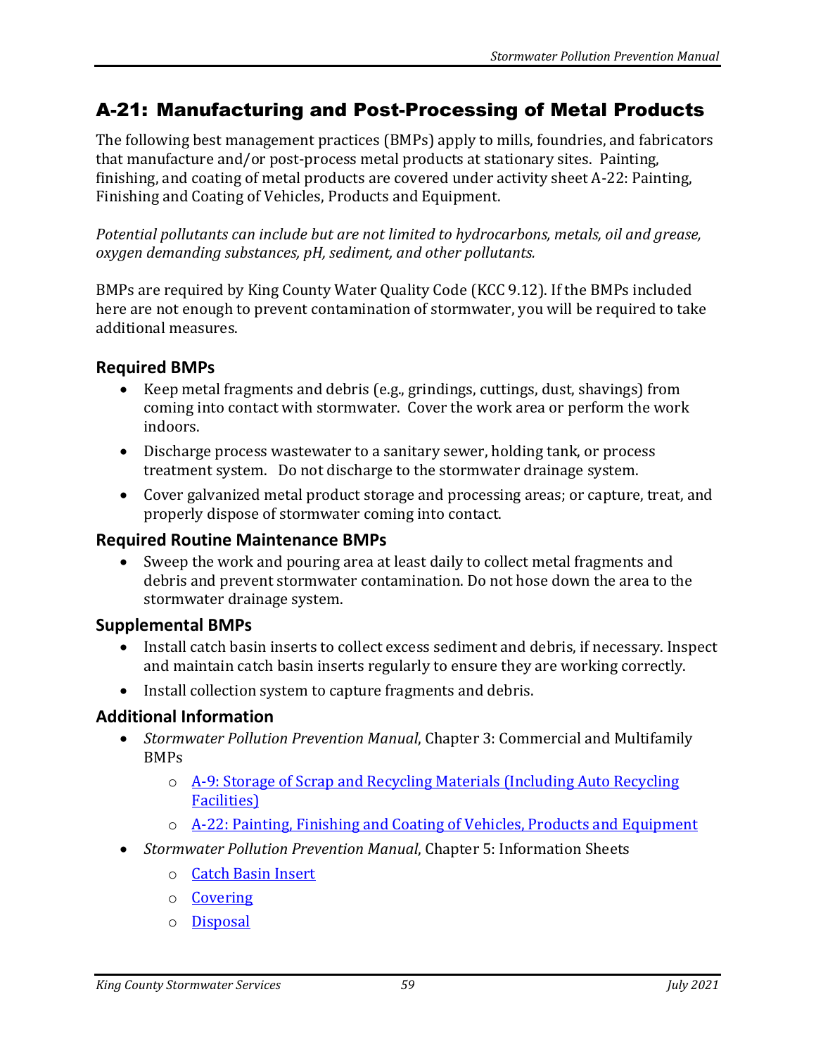# A-21: Manufacturing and Post-Processing of Metal Products

The following best management practices (BMPs) apply to mills, foundries, and fabricators that manufacture and/or post-process metal products at stationary sites. Painting, finishing, and coating of metal products are covered under activity sheet A-22: Painting, Finishing and Coating of Vehicles, Products and Equipment.

*Potential pollutants can include but are not limited to hydrocarbons, metals, oil and grease, oxygen demanding substances, pH, sediment, and other pollutants.*

BMPs are required by King County Water Quality Code (KCC 9.12). If the BMPs included here are not enough to prevent contamination of stormwater, you will be required to take additional measures.

## Required BMPs

- Keep metal fragments and debris (e.g., grindings, cuttings, dust, shavings) from coming into contact with stormwater. Cover the work area or perform the work indoors.
- Discharge process wastewater to a sanitary sewer, holding tank, or process treatment system. Do not discharge to the stormwater drainage system.
- Cover galvanized metal product storage and processing areas; or capture, treat, and properly dispose of stormwater coming into contact.

## Required Routine Maintenance BMPs

- Sweep the work and pouring area at least daily to collect metal fragments and debris and prevent stormwater contamination. Do not hose down the area to the stormwater drainage system.

## Supplemental BMPs

- Install catch basin inserts to collect excess sediment and debris, if necessary. Inspect and maintain catch basin inserts regularly to ensure they are working correctly.
- Install collection system to capture fragments and debris.

## Additional Information

- *Stormwater Pollution Prevention Manual*, Chapter 3: Commercial and Multifamily BMPs
  - A-9: Storage of Scrap and Recycling Materials (Including Auto Recycling Facilities)
  - A-22: Painting, Finishing and Coating of Vehicles, Products and Equipment
- *Stormwater Pollution Prevention Manual*, Chapter 5: Information Sheets
  - Catch Basin Insert
  - Covering
  - Disposal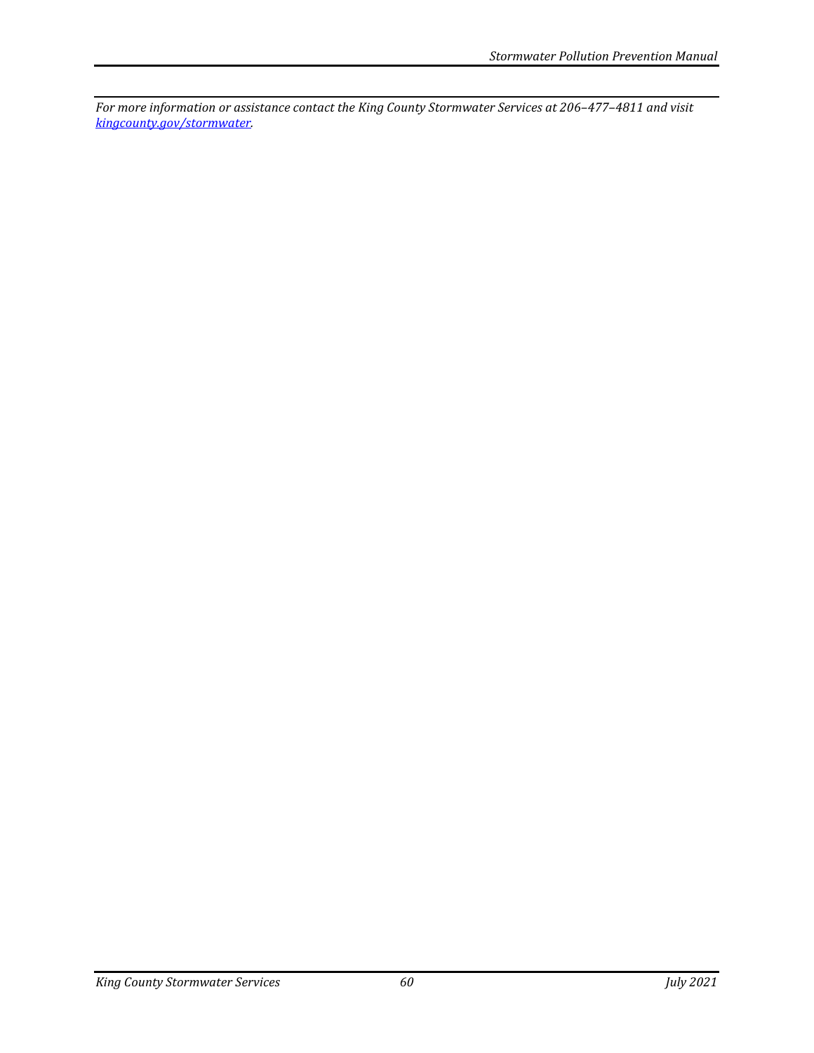*For more information or assistance contact the King County Stormwater Services at 206–477–4811 and visit [kingcounty.gov/stormwater](kingcounty.gov/stormwater).*